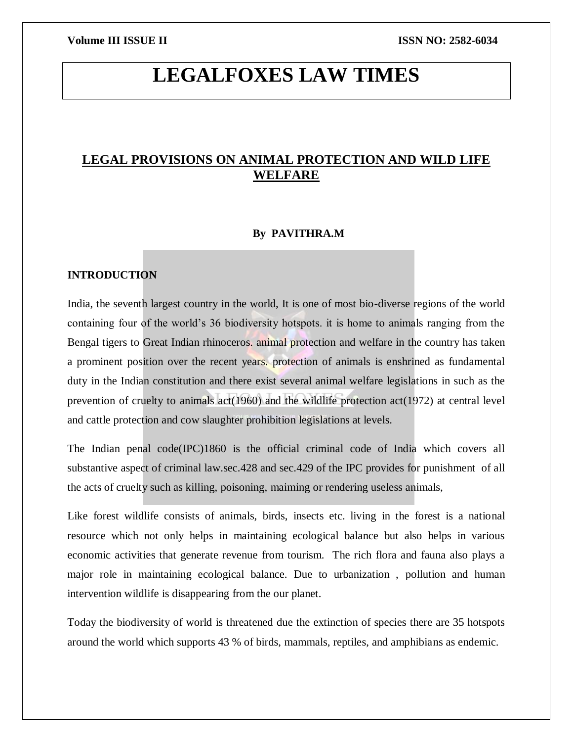# LEGALFOXES LAW TIMES

## LEGAL PROVISIONS ON ANIMAL PROTECTION AND WILD LIFE WELFARE

**By PAVITHRA.M**

### INTRODUCTION

India, the seventh largest country in the world, It is one of most bio-diverse regions of the world containing four of the world's 36 biodiversity hotspots. it is home to animals ranging from the Bengal tigers to Great Indian rhinoceros. animal protection and welfare in the country has taken a prominent position over the recent years. protection of animals is enshrined as fundamental duty in the Indian constitution and there exist several animal welfare legislations in such as the prevention of cruelty to animals act(1960) and the wildlife protection act(1972) at central level and cattle protection and cow slaughter prohibition legislations at levels.

The Indian penal code(IPC)1860 is the official criminal code of India which covers all substantive aspect of criminal law.sec.428 and sec.429 of the IPC provides for punishment of all the acts of cruelty such as killing, poisoning, maiming or rendering useless animals,

Like forest wildlife consists of animals, birds, insects etc. living in the forest is a national resource which not only helps in maintaining ecological balance but also helps in various economic activities that generate revenue from tourism. The rich flora and fauna also plays a major role in maintaining ecological balance. Due to urbanization , pollution and human intervention wildlife is disappearing from the our planet.

Today the biodiversity of world is threatened due the extinction of species there are 35 hotspots around the world which supports 43 % of birds, mammals, reptiles, and amphibians as endemic.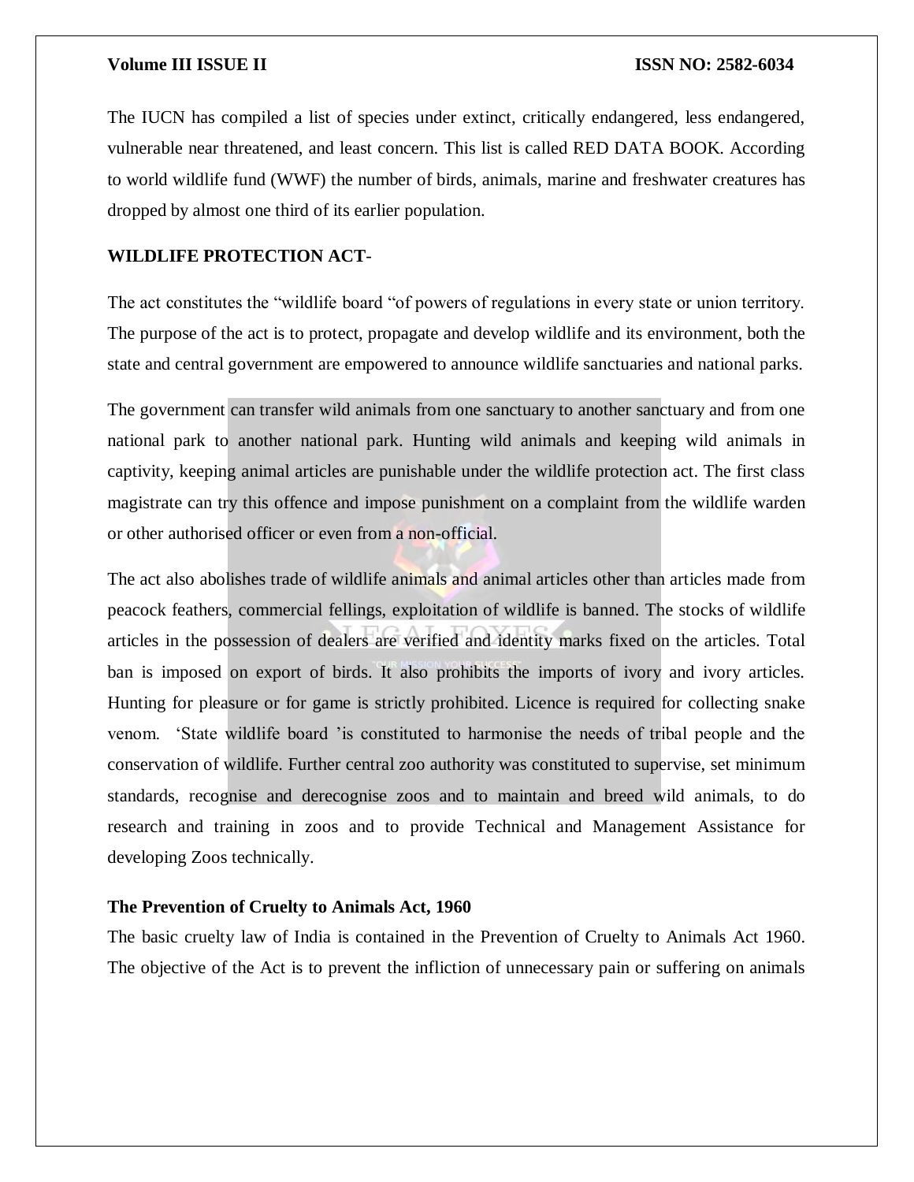The IUCN has compiled a list of species under extinct, critically endangered, less endangered, vulnerable near threatened, and least concern. This list is called RED DATA BOOK. According to world wildlife fund (WWF) the number of birds, animals, marine and freshwater creatures has dropped by almost one third of its earlier population.

**WILDLIFE PROTECTION ACT**-

The act constitutes the "wildlife board "of powers of regulations in every state or union territory. The purpose of the act is to protect, propagate and develop wildlife and its environment, both the state and central government are empowered to announce wildlife sanctuaries and national parks.

The government can transfer wild animals from one sanctuary to another sanctuary and from one national park to another national park. Hunting wild animals and keeping wild animals in captivity, keeping animal articles are punishable under the wildlife protection act. The first class magistrate can try this offence and impose punishment on a complaint from the wildlife warden or other authorised officer or even from a non-official.

The act also abolishes trade of wildlife animals and animal articles other than articles made from peacock feathers, commercial fellings, exploitation of wildlife is banned. The stocks of wildlife articles in the possession of dealers are verified and identity marks fixed on the articles. Total ban is imposed on export of birds. It also prohibits the imports of ivory and ivory articles. Hunting for pleasure or for game is strictly prohibited. Licence is required for collecting snake venom. 'State wildlife board 'is constituted to harmonise the needs of tribal people and the conservation of wildlife. Further central zoo authority was constituted to supervise, set minimum standards, recognise and derecognise zoos and to maintain and breed wild animals, to do research and training in zoos and to provide Technical and Management Assistance for developing Zoos technically.

**The Prevention of Cruelty to Animals Act, 1960**

The basic cruelty law of India is contained in the Prevention of Cruelty to Animals Act 1960. The objective of the Act is to prevent the infliction of unnecessary pain or suffering on animals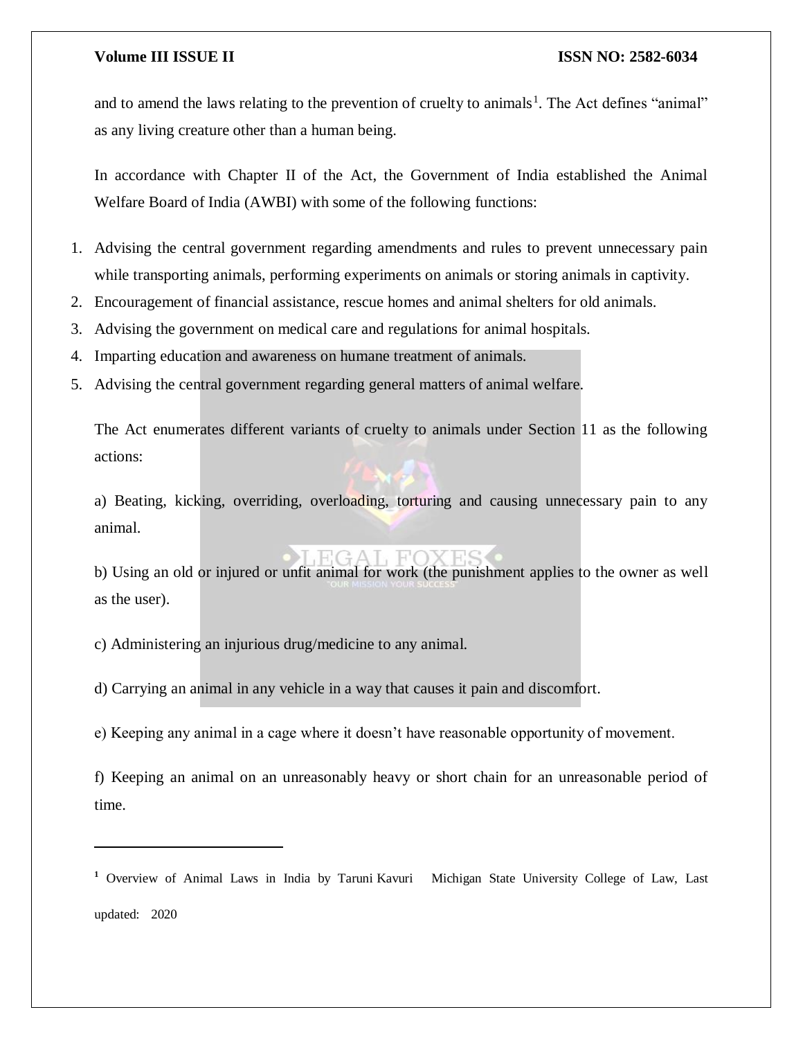and to amend the laws relating to the prevention of cruelty to animals[1]. The Act defines "animal" as any living creature other than a human being.

In accordance with Chapter II of the Act, the Government of India established the Animal Welfare Board of India (AWBI) with some of the following functions:

1. Advising the central government regarding amendments and rules to prevent unnecessary pain while transporting animals, performing experiments on animals or storing animals in captivity.
2. Encouragement of financial assistance, rescue homes and animal shelters for old animals.
3. Advising the government on medical care and regulations for animal hospitals.
4. Imparting education and awareness on humane treatment of animals.
5. Advising the central government regarding general matters of animal welfare.

The Act enumerates different variants of cruelty to animals under Section 11 as the following actions:

a) Beating, kicking, overriding, overloading, torturing and causing unnecessary pain to any animal.

b) Using an old or injured or unfit animal for work (the punishment applies to the owner as well as the user).

c) Administering an injurious drug/medicine to any animal.

d) Carrying an animal in any vehicle in a way that causes it pain and discomfort.

e) Keeping any animal in a cage where it doesn't have reasonable opportunity of movement.

f) Keeping an animal on an unreasonably heavy or short chain for an unreasonable period of time.

---

[1] Overview of Animal Laws in India by Taruni Kavuri Michigan State University College of Law, Last updated: 2020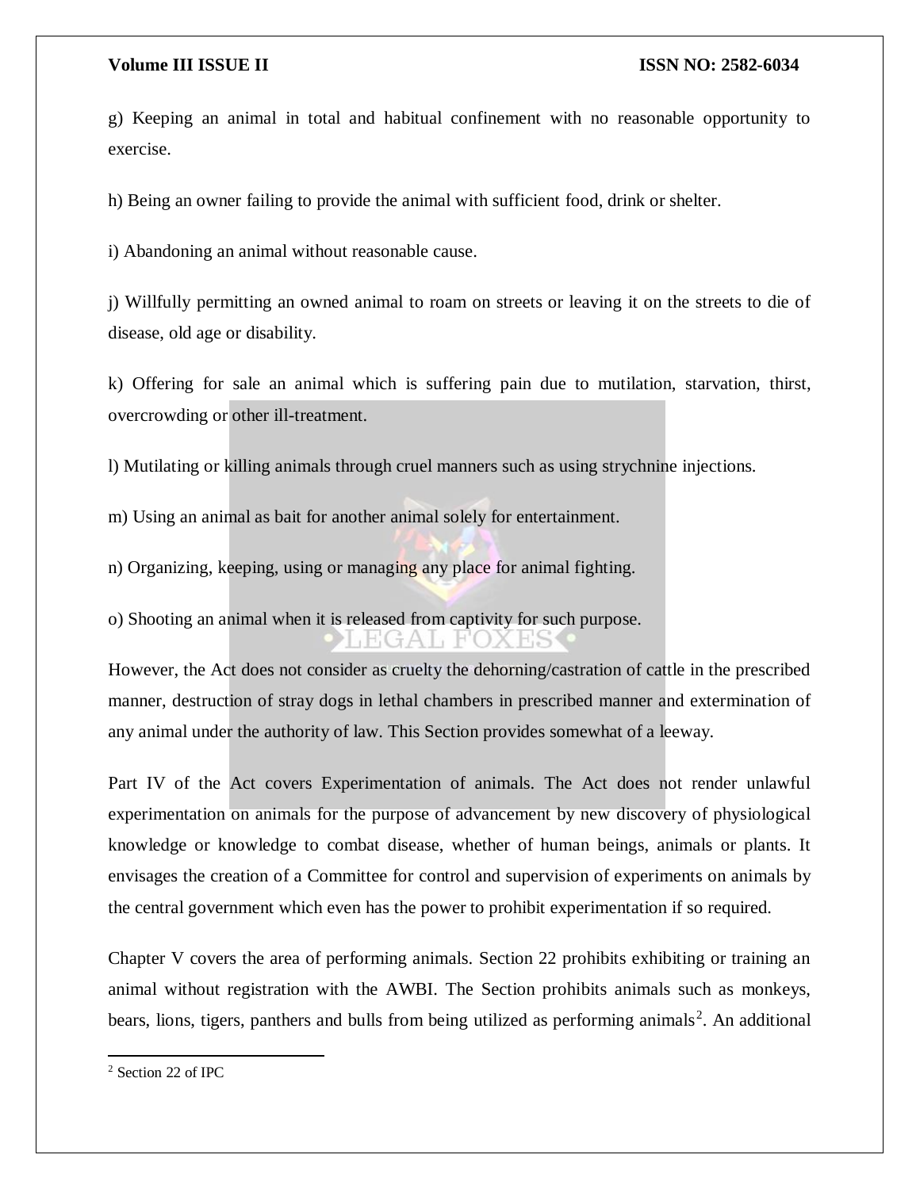g) Keeping an animal in total and habitual confinement with no reasonable opportunity to exercise.

h) Being an owner failing to provide the animal with sufficient food, drink or shelter.

i) Abandoning an animal without reasonable cause.

j) Willfully permitting an owned animal to roam on streets or leaving it on the streets to die of disease, old age or disability.

k) Offering for sale an animal which is suffering pain due to mutilation, starvation, thirst, overcrowding or other ill-treatment.

l) Mutilating or killing animals through cruel manners such as using strychnine injections.

m) Using an animal as bait for another animal solely for entertainment.

n) Organizing, keeping, using or managing any place for animal fighting.

o) Shooting an animal when it is released from captivity for such purpose.

However, the Act does not consider as cruelty the dehorning/castration of cattle in the prescribed manner, destruction of stray dogs in lethal chambers in prescribed manner and extermination of any animal under the authority of law. This Section provides somewhat of a leeway.

Part IV of the Act covers Experimentation of animals. The Act does not render unlawful experimentation on animals for the purpose of advancement by new discovery of physiological knowledge or knowledge to combat disease, whether of human beings, animals or plants. It envisages the creation of a Committee for control and supervision of experiments on animals by the central government which even has the power to prohibit experimentation if so required.

Chapter V covers the area of performing animals. Section 22 prohibits exhibiting or training an animal without registration with the AWBI. The Section prohibits animals such as monkeys, bears, lions, tigers, panthers and bulls from being utilized as performing animals[2]. An additional

---

[2] Section 22 of IPC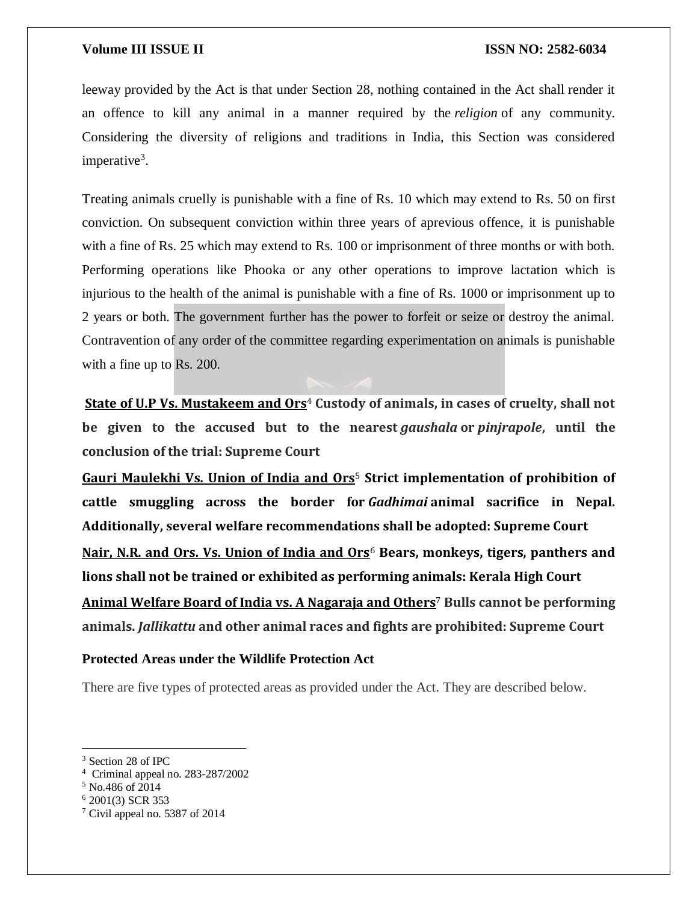leeway provided by the Act is that under Section 28, nothing contained in the Act shall render it an offence to kill any animal in a manner required by the *religion* of any community. Considering the diversity of religions and traditions in India, this Section was considered imperative[3].

Treating animals cruelly is punishable with a fine of Rs. 10 which may extend to Rs. 50 on first conviction. On subsequent conviction within three years of aprevious offence, it is punishable with a fine of Rs. 25 which may extend to Rs. 100 or imprisonment of three months or with both. Performing operations like Phooka or any other operations to improve lactation which is injurious to the health of the animal is punishable with a fine of Rs. 1000 or imprisonment up to 2 years or both. The government further has the power to forfeit or seize or destroy the animal. Contravention of any order of the committee regarding experimentation on animals is punishable with a fine up to Rs. 200.

**State of U.P Vs. Mustakeem and Ors**[4] **Custody of animals, in cases of cruelty, shall not be given to the accused but to the nearest *gaushala* or *pinjrapole*, until the conclusion of the trial: Supreme Court**

**Gauri Maulekhi Vs. Union of India and Ors**[5] **Strict implementation of prohibition of cattle smuggling across the border for *Gadhimai* animal sacrifice in Nepal. Additionally, several welfare recommendations shall be adopted: Supreme Court**

**Nair, N.R. and Ors. Vs. Union of India and Ors**[6] **Bears, monkeys, tigers, panthers and lions shall not be trained or exhibited as performing animals: Kerala High Court**

**Animal Welfare Board of India vs. A Nagaraja and Others**[7] **Bulls cannot be performing animals. *Jallikattu* and other animal races and fights are prohibited: Supreme Court**

### Protected Areas under the Wildlife Protection Act

There are five types of protected areas as provided under the Act. They are described below.

---

[3] Section 28 of IPC

[4] Criminal appeal no. 283-287/2002

[5] No.486 of 2014

[6] 2001(3) SCR 353

[7] Civil appeal no. 5387 of 2014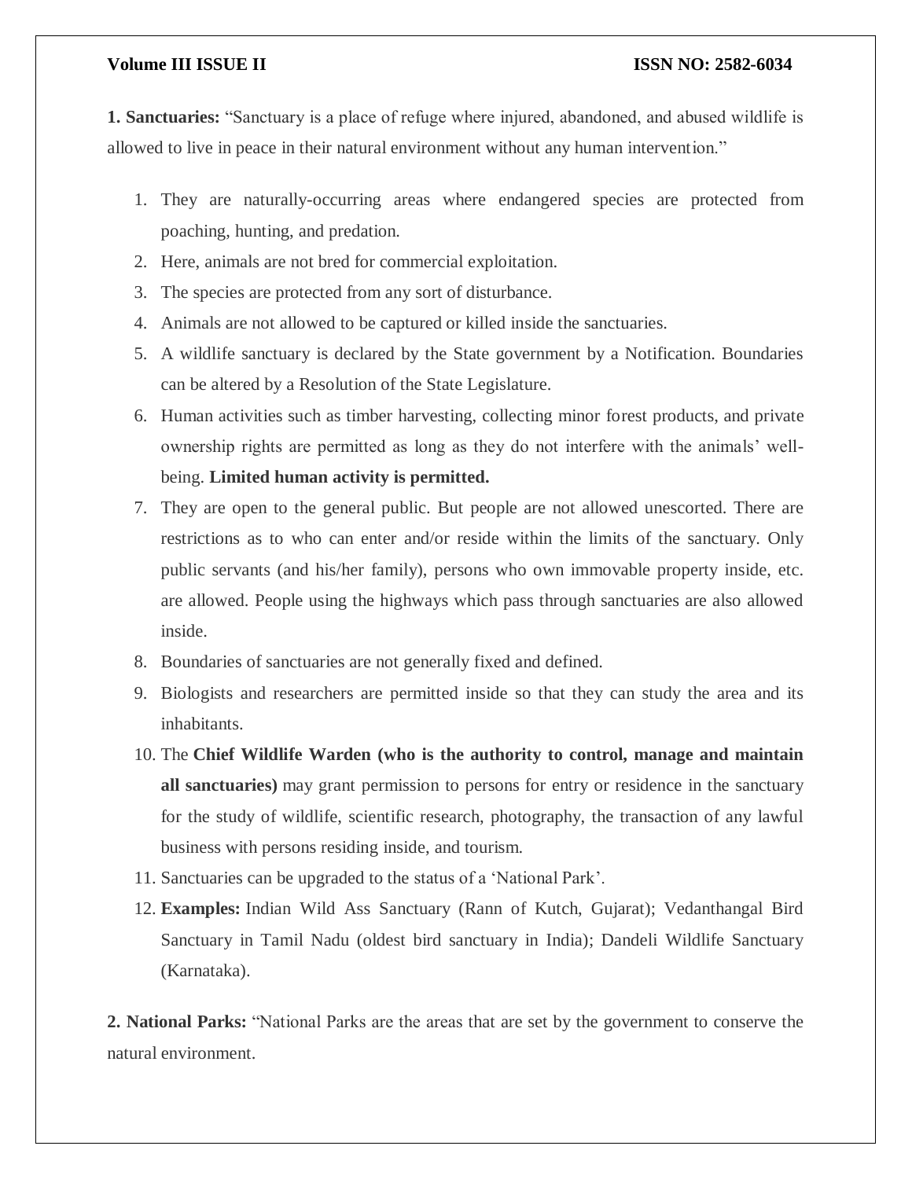**1. Sanctuaries:** "Sanctuary is a place of refuge where injured, abandoned, and abused wildlife is allowed to live in peace in their natural environment without any human intervention."

1. They are naturally-occurring areas where endangered species are protected from poaching, hunting, and predation.
2. Here, animals are not bred for commercial exploitation.
3. The species are protected from any sort of disturbance.
4. Animals are not allowed to be captured or killed inside the sanctuaries.
5. A wildlife sanctuary is declared by the State government by a Notification. Boundaries can be altered by a Resolution of the State Legislature.
6. Human activities such as timber harvesting, collecting minor forest products, and private ownership rights are permitted as long as they do not interfere with the animals' well-being. **Limited human activity is permitted.**
7. They are open to the general public. But people are not allowed unescorted. There are restrictions as to who can enter and/or reside within the limits of the sanctuary. Only public servants (and his/her family), persons who own immovable property inside, etc. are allowed. People using the highways which pass through sanctuaries are also allowed inside.
8. Boundaries of sanctuaries are not generally fixed and defined.
9. Biologists and researchers are permitted inside so that they can study the area and its inhabitants.
10. The **Chief Wildlife Warden (who is the authority to control, manage and maintain all sanctuaries)** may grant permission to persons for entry or residence in the sanctuary for the study of wildlife, scientific research, photography, the transaction of any lawful business with persons residing inside, and tourism.
11. Sanctuaries can be upgraded to the status of a 'National Park'.
12. **Examples:** Indian Wild Ass Sanctuary (Rann of Kutch, Gujarat); Vedanthangal Bird Sanctuary in Tamil Nadu (oldest bird sanctuary in India); Dandeli Wildlife Sanctuary (Karnataka).

**2. National Parks:** "National Parks are the areas that are set by the government to conserve the natural environment.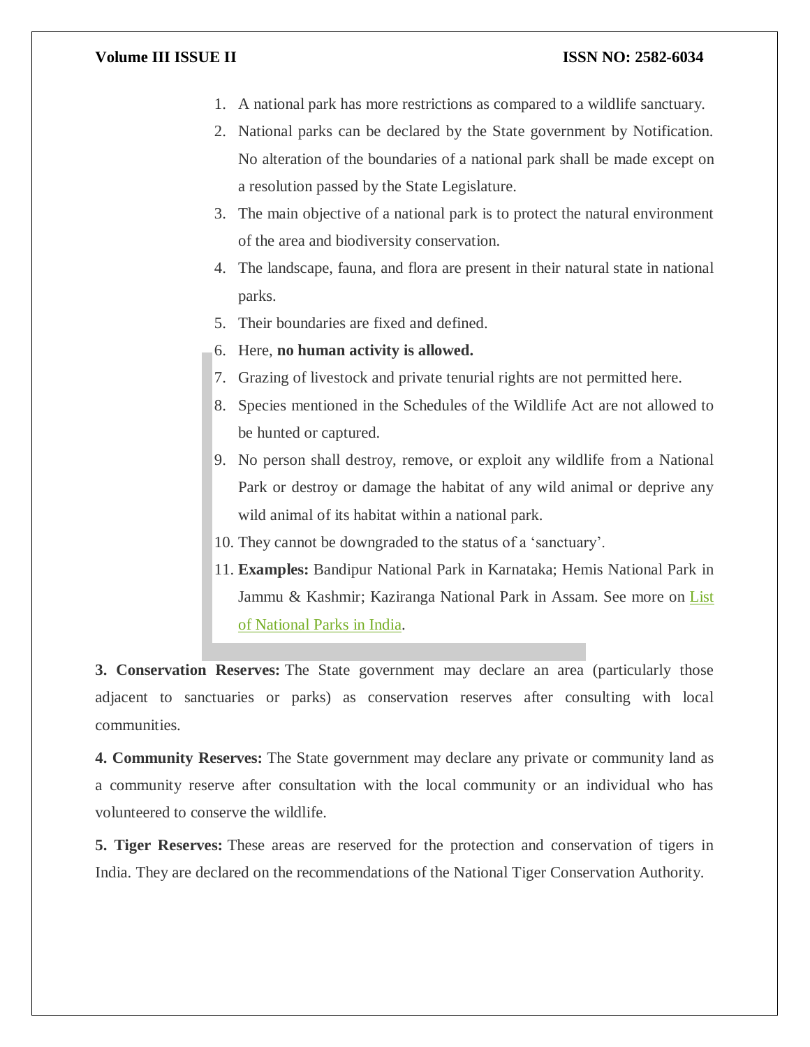1. A national park has more restrictions as compared to a wildlife sanctuary.
2. National parks can be declared by the State government by Notification. No alteration of the boundaries of a national park shall be made except on a resolution passed by the State Legislature.
3. The main objective of a national park is to protect the natural environment of the area and biodiversity conservation.
4. The landscape, fauna, and flora are present in their natural state in national parks.
5. Their boundaries are fixed and defined.
6. Here, **no human activity is allowed.**
7. Grazing of livestock and private tenurial rights are not permitted here.
8. Species mentioned in the Schedules of the Wildlife Act are not allowed to be hunted or captured.
9. No person shall destroy, remove, or exploit any wildlife from a National Park or destroy or damage the habitat of any wild animal or deprive any wild animal of its habitat within a national park.
10. They cannot be downgraded to the status of a 'sanctuary'.
11. **Examples:** Bandipur National Park in Karnataka; Hemis National Park in Jammu & Kashmir; Kaziranga National Park in Assam. See more on List of National Parks in India.

**3. Conservation Reserves:** The State government may declare an area (particularly those adjacent to sanctuaries or parks) as conservation reserves after consulting with local communities.

**4. Community Reserves:** The State government may declare any private or community land as a community reserve after consultation with the local community or an individual who has volunteered to conserve the wildlife.

**5. Tiger Reserves:** These areas are reserved for the protection and conservation of tigers in India. They are declared on the recommendations of the National Tiger Conservation Authority.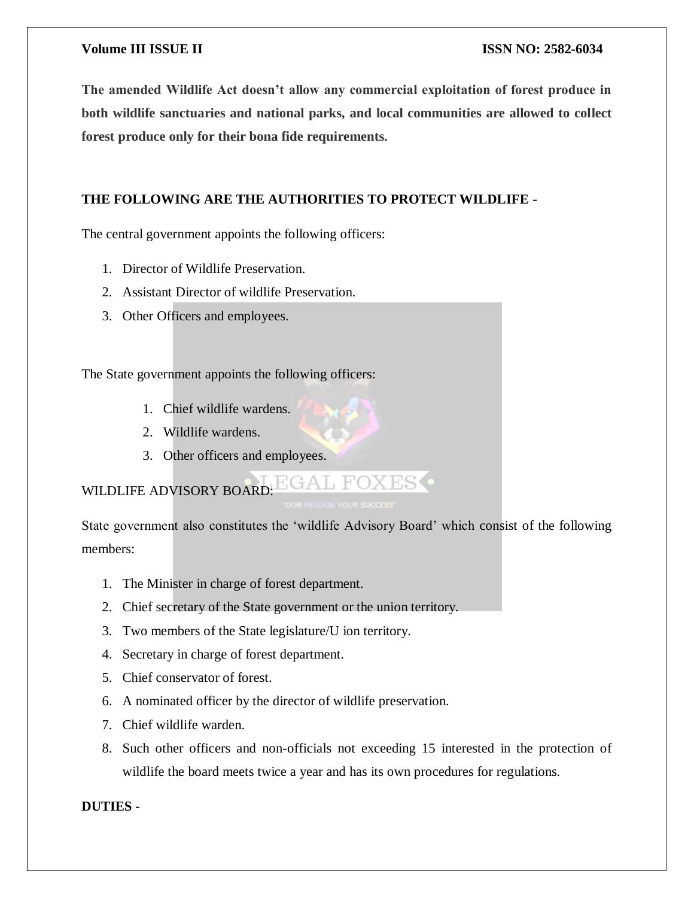**The amended Wildlife Act doesn't allow any commercial exploitation of forest produce in both wildlife sanctuaries and national parks, and local communities are allowed to collect forest produce only for their bona fide requirements.**

**THE FOLLOWING ARE THE AUTHORITIES TO PROTECT WILDLIFE -**

The central government appoints the following officers:

1. Director of Wildlife Preservation.
2. Assistant Director of wildlife Preservation.
3. Other Officers and employees.

The State government appoints the following officers:

1. Chief wildlife wardens.
2. Wildlife wardens.
3. Other officers and employees.

WILDLIFE ADVISORY BOARD:

State government also constitutes the 'wildlife Advisory Board' which consist of the following members:

1. The Minister in charge of forest department.
2. Chief secretary of the State government or the union territory.
3. Two members of the State legislature/U ion territory.
4. Secretary in charge of forest department.
5. Chief conservator of forest.
6. A nominated officer by the director of wildlife preservation.
7. Chief wildlife warden.
8. Such other officers and non-officials not exceeding 15 interested in the protection of wildlife the board meets twice a year and has its own procedures for regulations.

**DUTIES -**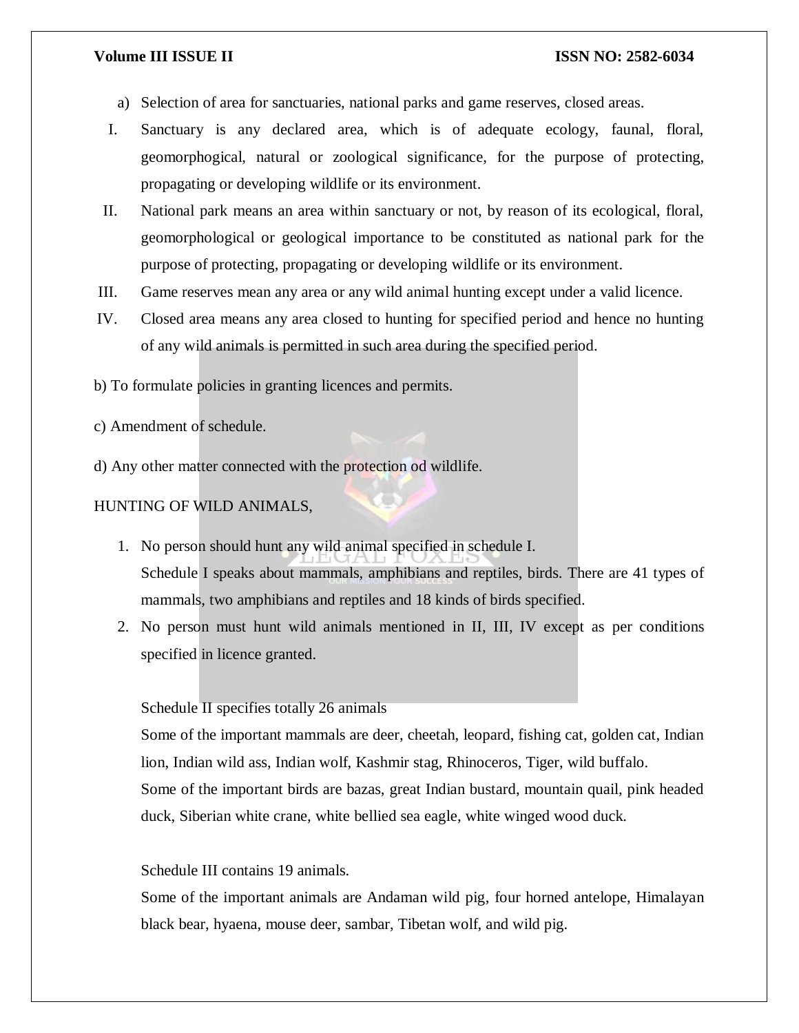a) Selection of area for sanctuaries, national parks and game reserves, closed areas.

I. Sanctuary is any declared area, which is of adequate ecology, faunal, floral, geomorphogical, natural or zoological significance, for the purpose of protecting, propagating or developing wildlife or its environment.

II. National park means an area within sanctuary or not, by reason of its ecological, floral, geomorphological or geological importance to be constituted as national park for the purpose of protecting, propagating or developing wildlife or its environment.

III. Game reserves mean any area or any wild animal hunting except under a valid licence.

IV. Closed area means any area closed to hunting for specified period and hence no hunting of any wild animals is permitted in such area during the specified period.

b) To formulate policies in granting licences and permits.

c) Amendment of schedule.

d) Any other matter connected with the protection od wildlife.

HUNTING OF WILD ANIMALS,

1. No person should hunt any wild animal specified in schedule I.
   Schedule I speaks about mammals, amphibians and reptiles, birds. There are 41 types of mammals, two amphibians and reptiles and 18 kinds of birds specified.
2. No person must hunt wild animals mentioned in II, III, IV except as per conditions specified in licence granted.

   Schedule II specifies totally 26 animals
   Some of the important mammals are deer, cheetah, leopard, fishing cat, golden cat, Indian lion, Indian wild ass, Indian wolf, Kashmir stag, Rhinoceros, Tiger, wild buffalo.
   Some of the important birds are bazas, great Indian bustard, mountain quail, pink headed duck, Siberian white crane, white bellied sea eagle, white winged wood duck.

   Schedule III contains 19 animals.
   Some of the important animals are Andaman wild pig, four horned antelope, Himalayan black bear, hyaena, mouse deer, sambar, Tibetan wolf, and wild pig.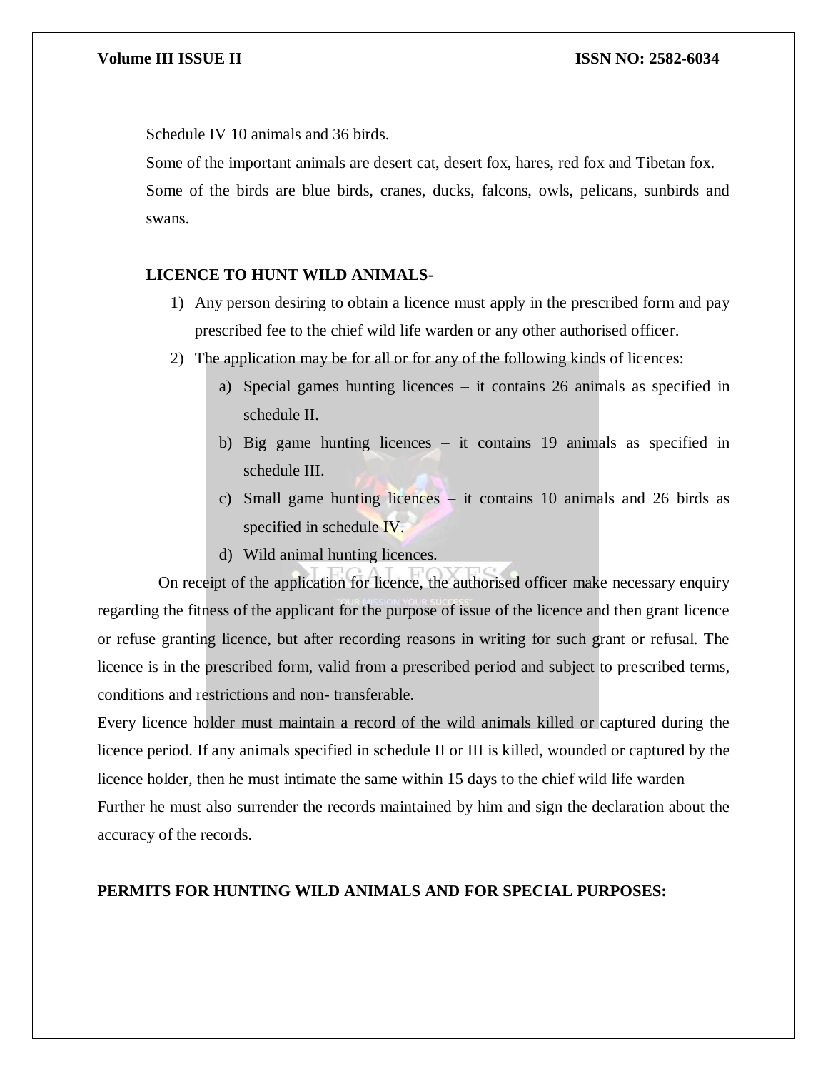Schedule IV 10 animals and 36 birds.

Some of the important animals are desert cat, desert fox, hares, red fox and Tibetan fox.

Some of the birds are blue birds, cranes, ducks, falcons, owls, pelicans, sunbirds and swans.

**LICENCE TO HUNT WILD ANIMALS-**

1) Any person desiring to obtain a licence must apply in the prescribed form and pay prescribed fee to the chief wild life warden or any other authorised officer.
2) The application may be for all or for any of the following kinds of licences:
    a) Special games hunting licences – it contains 26 animals as specified in schedule II.
    b) Big game hunting licences – it contains 19 animals as specified in schedule III.
    c) Small game hunting licences – it contains 10 animals and 26 birds as specified in schedule IV.
    d) Wild animal hunting licences.

On receipt of the application for licence, the authorised officer make necessary enquiry regarding the fitness of the applicant for the purpose of issue of the licence and then grant licence or refuse granting licence, but after recording reasons in writing for such grant or refusal. The licence is in the prescribed form, valid from a prescribed period and subject to prescribed terms, conditions and restrictions and non- transferable.

Every licence holder must maintain a record of the wild animals killed or captured during the licence period. If any animals specified in schedule II or III is killed, wounded or captured by the licence holder, then he must intimate the same within 15 days to the chief wild life warden

Further he must also surrender the records maintained by him and sign the declaration about the accuracy of the records.

**PERMITS FOR HUNTING WILD ANIMALS AND FOR SPECIAL PURPOSES:**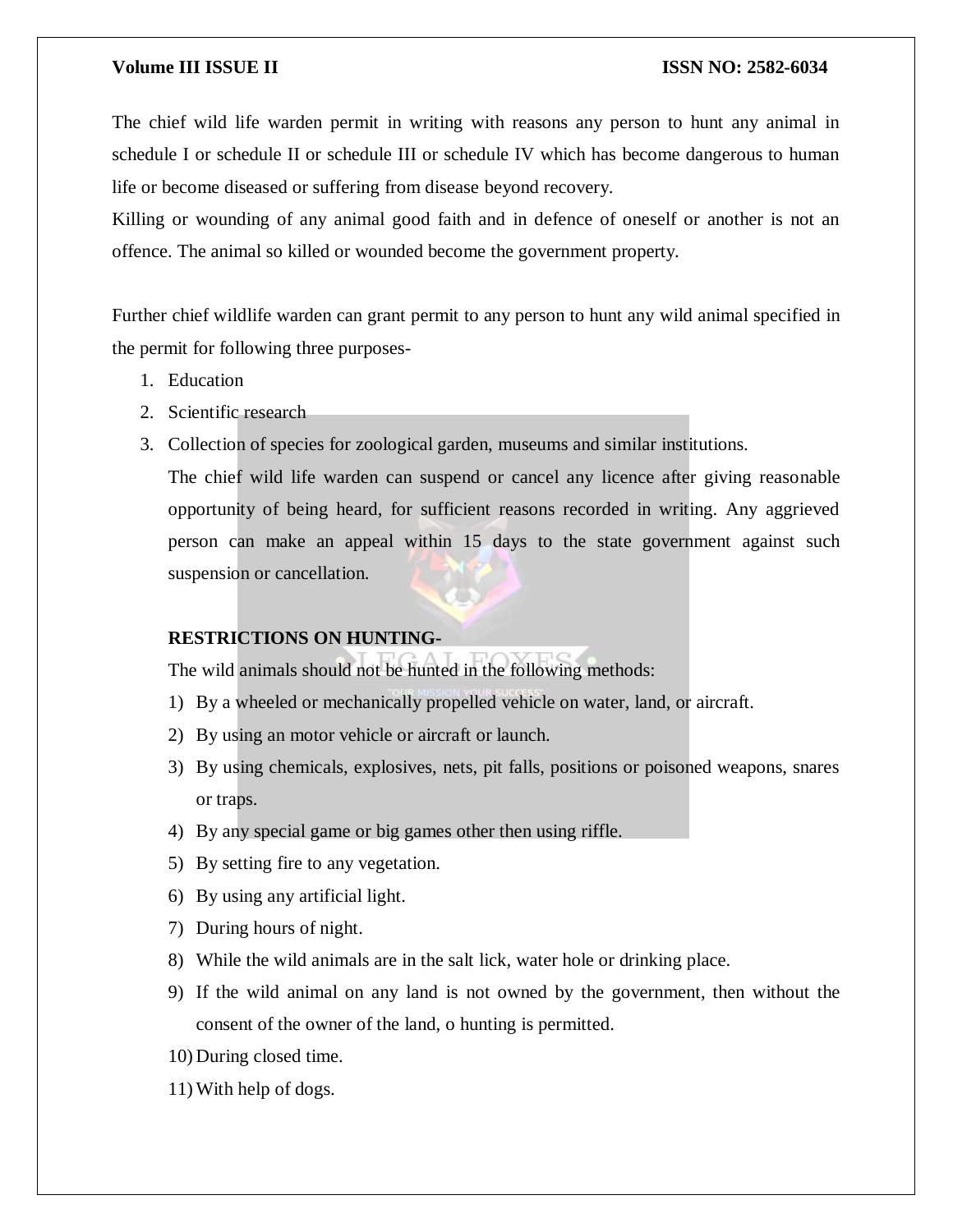The chief wild life warden permit in writing with reasons any person to hunt any animal in schedule I or schedule II or schedule III or schedule IV which has become dangerous to human life or become diseased or suffering from disease beyond recovery.

Killing or wounding of any animal good faith and in defence of oneself or another is not an offence. The animal so killed or wounded become the government property.

Further chief wildlife warden can grant permit to any person to hunt any wild animal specified in the permit for following three purposes-

1. Education
2. Scientific research
3. Collection of species for zoological garden, museums and similar institutions.

   The chief wild life warden can suspend or cancel any licence after giving reasonable opportunity of being heard, for sufficient reasons recorded in writing. Any aggrieved person can make an appeal within 15 days to the state government against such suspension or cancellation.

**RESTRICTIONS ON HUNTING-**

The wild animals should not be hunted in the following methods:

1) By a wheeled or mechanically propelled vehicle on water, land, or aircraft.
2) By using an motor vehicle or aircraft or launch.
3) By using chemicals, explosives, nets, pit falls, positions or poisoned weapons, snares or traps.
4) By any special game or big games other then using riffle.
5) By setting fire to any vegetation.
6) By using any artificial light.
7) During hours of night.
8) While the wild animals are in the salt lick, water hole or drinking place.
9) If the wild animal on any land is not owned by the government, then without the consent of the owner of the land, o hunting is permitted.
10) During closed time.
11) With help of dogs.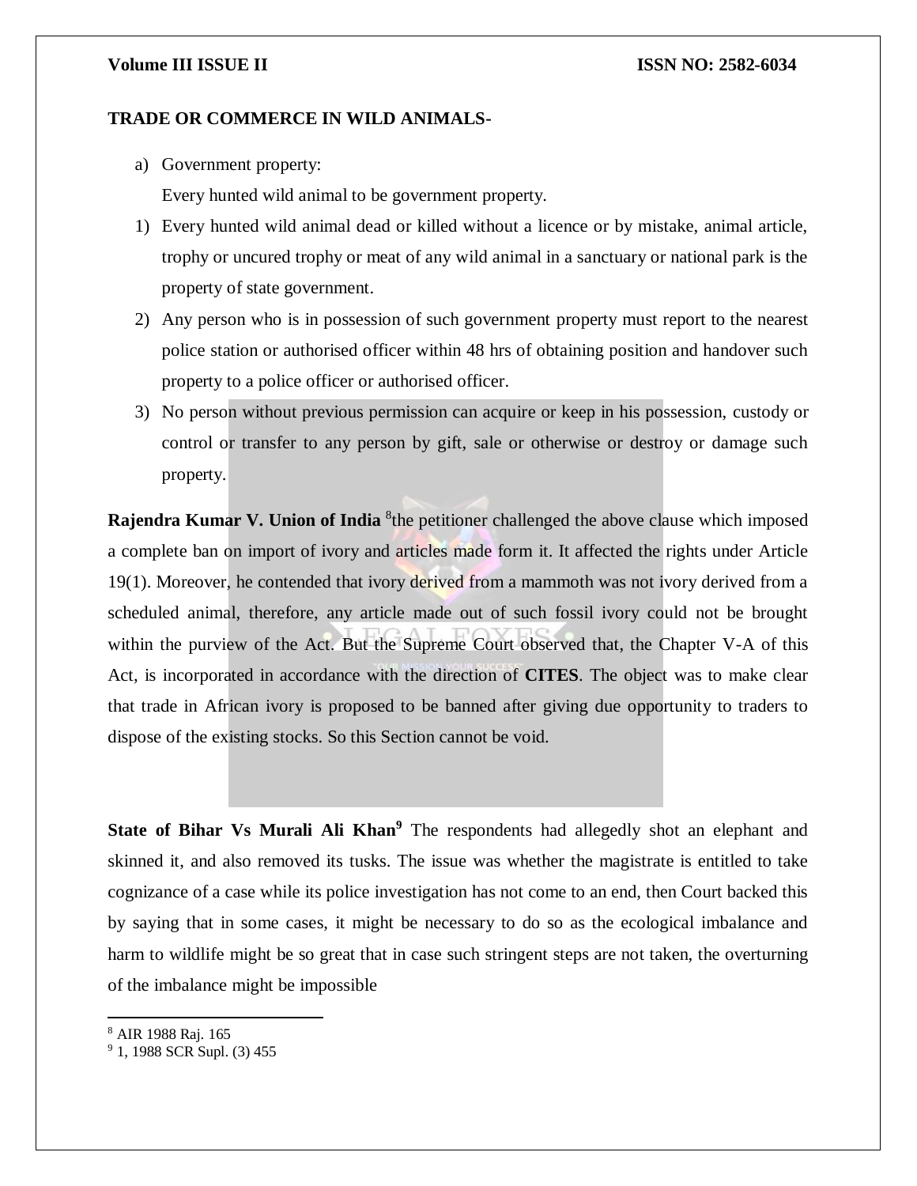**TRADE OR COMMERCE IN WILD ANIMALS-**

a) Government property:
   Every hunted wild animal to be government property.

1) Every hunted wild animal dead or killed without a licence or by mistake, animal article, trophy or uncured trophy or meat of any wild animal in a sanctuary or national park is the property of state government.
2) Any person who is in possession of such government property must report to the nearest police station or authorised officer within 48 hrs of obtaining position and handover such property to a police officer or authorised officer.
3) No person without previous permission can acquire or keep in his possession, custody or control or transfer to any person by gift, sale or otherwise or destroy or damage such property.

**Rajendra Kumar V. Union of India** [8]the petitioner challenged the above clause which imposed a complete ban on import of ivory and articles made form it. It affected the rights under Article 19(1). Moreover, he contended that ivory derived from a mammoth was not ivory derived from a scheduled animal, therefore, any article made out of such fossil ivory could not be brought within the purview of the Act. But the Supreme Court observed that, the Chapter V-A of this Act, is incorporated in accordance with the direction of **CITES**. The object was to make clear that trade in African ivory is proposed to be banned after giving due opportunity to traders to dispose of the existing stocks. So this Section cannot be void.

**State of Bihar Vs Murali Ali Khan**[9] The respondents had allegedly shot an elephant and skinned it, and also removed its tusks. The issue was whether the magistrate is entitled to take cognizance of a case while its police investigation has not come to an end, then Court backed this by saying that in some cases, it might be necessary to do so as the ecological imbalance and harm to wildlife might be so great that in case such stringent steps are not taken, the overturning of the imbalance might be impossible

---

[8] AIR 1988 Raj. 165

[9] 1, 1988 SCR Supl. (3) 455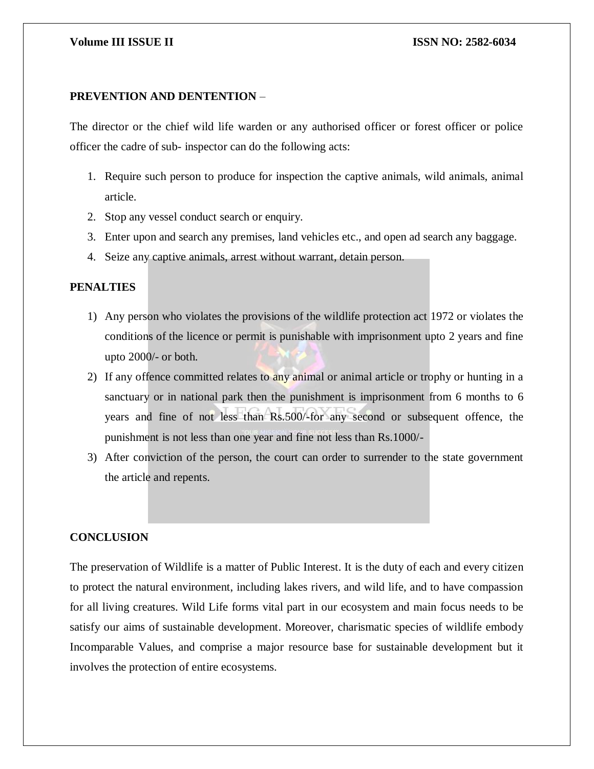**PREVENTION AND DENTENTION** –

The director or the chief wild life warden or any authorised officer or forest officer or police officer the cadre of sub- inspector can do the following acts:

1. Require such person to produce for inspection the captive animals, wild animals, animal article.
2. Stop any vessel conduct search or enquiry.
3. Enter upon and search any premises, land vehicles etc., and open ad search any baggage.
4. Seize any captive animals, arrest without warrant, detain person.

**PENALTIES**

1) Any person who violates the provisions of the wildlife protection act 1972 or violates the conditions of the licence or permit is punishable with imprisonment upto 2 years and fine upto 2000/- or both.
2) If any offence committed relates to any animal or animal article or trophy or hunting in a sanctuary or in national park then the punishment is imprisonment from 6 months to 6 years and fine of not less than Rs.500/-for any second or subsequent offence, the punishment is not less than one year and fine not less than Rs.1000/-
3) After conviction of the person, the court can order to surrender to the state government the article and repents.

**CONCLUSION**

The preservation of Wildlife is a matter of Public Interest. It is the duty of each and every citizen to protect the natural environment, including lakes rivers, and wild life, and to have compassion for all living creatures. Wild Life forms vital part in our ecosystem and main focus needs to be satisfy our aims of sustainable development. Moreover, charismatic species of wildlife embody Incomparable Values, and comprise a major resource base for sustainable development but it involves the protection of entire ecosystems.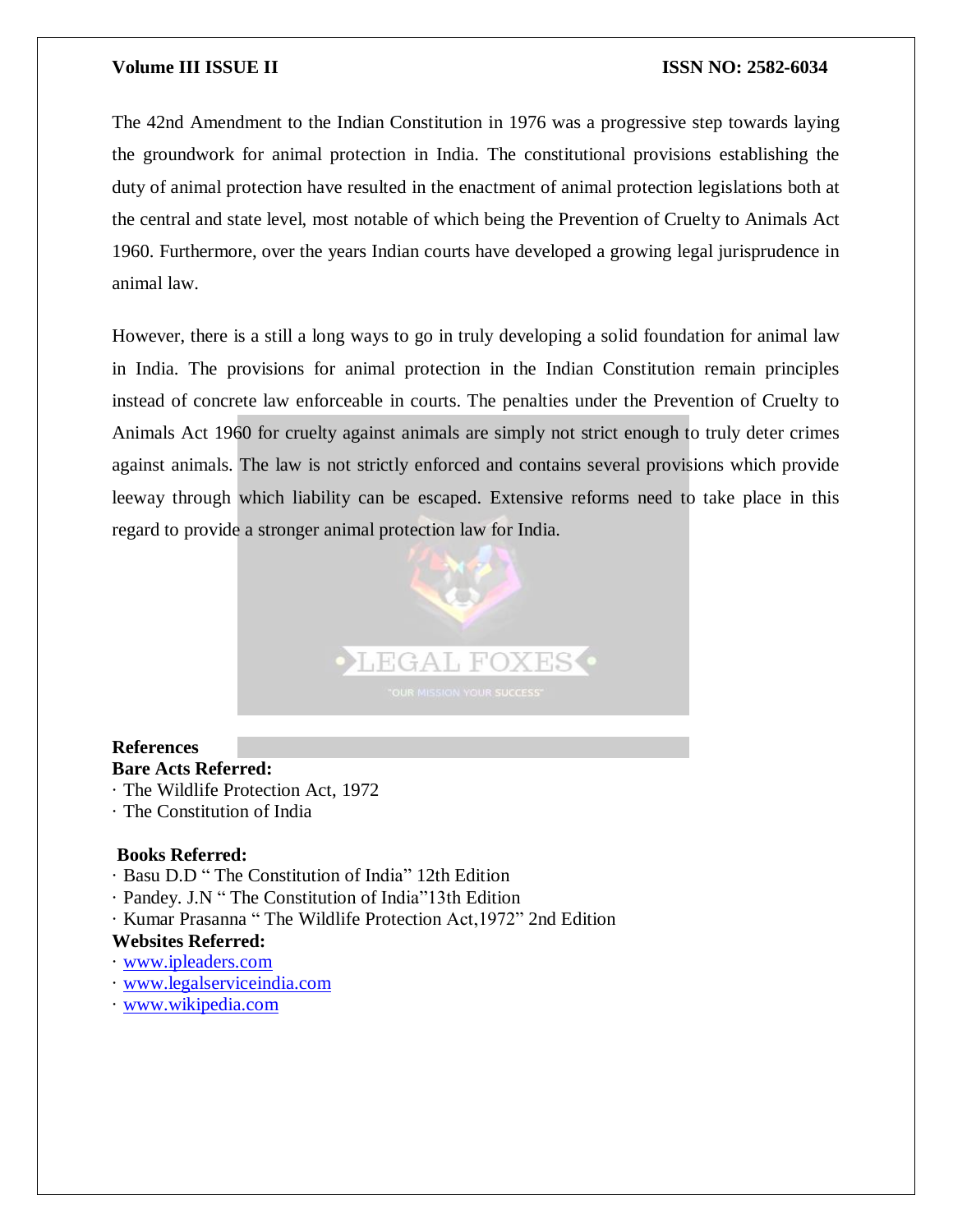The 42nd Amendment to the Indian Constitution in 1976 was a progressive step towards laying the groundwork for animal protection in India. The constitutional provisions establishing the duty of animal protection have resulted in the enactment of animal protection legislations both at the central and state level, most notable of which being the Prevention of Cruelty to Animals Act 1960. Furthermore, over the years Indian courts have developed a growing legal jurisprudence in animal law.

However, there is a still a long ways to go in truly developing a solid foundation for animal law in India. The provisions for animal protection in the Indian Constitution remain principles instead of concrete law enforceable in courts. The penalties under the Prevention of Cruelty to Animals Act 1960 for cruelty against animals are simply not strict enough to truly deter crimes against animals. The law is not strictly enforced and contains several provisions which provide leeway through which liability can be escaped. Extensive reforms need to take place in this regard to provide a stronger animal protection law for India.

**References**

**Bare Acts Referred:**

- The Wildlife Protection Act, 1972
- The Constitution of India

**Books Referred:**

- Basu D.D " The Constitution of India" 12th Edition
- Pandey. J.N " The Constitution of India"13th Edition
- Kumar Prasanna " The Wildlife Protection Act,1972" 2nd Edition

**Websites Referred:**

- www.ipleaders.com
- www.legalserviceindia.com
- www.wikipedia.com